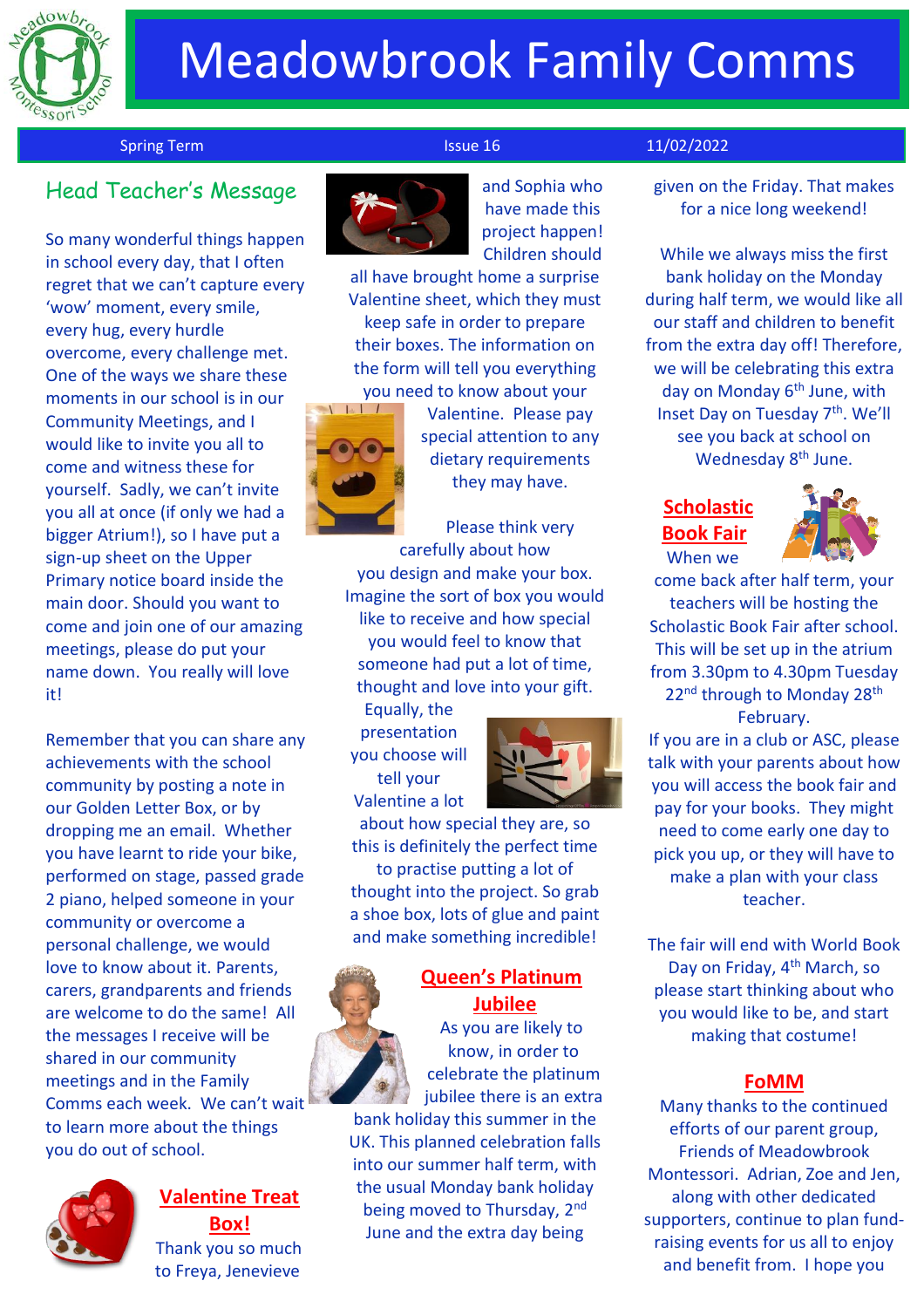# Meadowbrook Family Comms

Spring Term | Issue 16 | 11/02/2022

## Head Teacher's Message

So many wonderful things happen in school every day, that I often regret that we can't capture every 'wow' moment, every smile, every hug, every hurdle overcome, every challenge met. One of the ways we share these moments in our school is in our Community Meetings, and I would like to invite you all to come and witness these for yourself. Sadly, we can't invite you all at once (if only we had a bigger Atrium!), so I have put a sign-up sheet on the Upper Primary notice board inside the main door. Should you want to come and join one of our amazing meetings, please do put your name down. You really will love it!

Remember that you can share any achievements with the school community by posting a note in our Golden Letter Box, or by dropping me an email. Whether you have learnt to ride your bike, performed on stage, passed grade 2 piano, helped someone in your community or overcome a personal challenge, we would love to know about it. Parents, carers, grandparents and friends are welcome to do the same! All the messages I receive will be shared in our community meetings and in the Family Comms each week. We can't wait to learn more about the things you do out of school.

## Valentine Treat Box!

Thank you so much to Freya, Jenevieve and Sophia who have made this project happen! Children should all have brought home a surprise Valentine sheet, which they must keep safe in order to prepare their boxes. The information on the form will tell you everything you need to know about your Valentine. Please pay special attention to any dietary requirements they may have.

Please think very carefully about how you design and make your box. Imagine the sort of box you would like to receive and how special you would feel to know that someone had put a lot of time, thought and love into your gift. Equally, the presentation you choose will tell your Valentine a lot about how special they are, so this is definitely the perfect time to practise putting a lot of thought into the project. So grab a shoe box, lots of glue and paint and make something incredible!

## Queen's Platinum Jubilee

As you are likely to know, in order to celebrate the platinum jubilee there is an extra bank holiday this summer in the UK. This planned celebration falls into our summer half term, with the usual Monday bank holiday being moved to Thursday, 2nd June and the extra day being given on the Friday. That makes for a nice long weekend!

While we always miss the first bank holiday on the Monday during half term, we would like all our staff and children to benefit from the extra day off! Therefore, we will be celebrating this extra day on Monday 6th June, with Inset Day on Tuesday 7th. We'll see you back at school on Wednesday 8th June.

## Scholastic Book Fair

When we come back after half term, your teachers will be hosting the Scholastic Book Fair after school. This will be set up in the atrium from 3.30pm to 4.30pm Tuesday 22nd through to Monday 28th February.

If you are in a club or ASC, please talk with your parents about how you will access the book fair and pay for your books. They might need to come early one day to pick you up, or they will have to make a plan with your class teacher.

The fair will end with World Book Day on Friday, 4th March, so please start thinking about who you would like to be, and start making that costume!

## FoMM

Many thanks to the continued efforts of our parent group, Friends of Meadowbrook Montessori. Adrian, Zoe and Jen, along with other dedicated supporters, continue to plan fund-raising events for us all to enjoy and benefit from. I hope you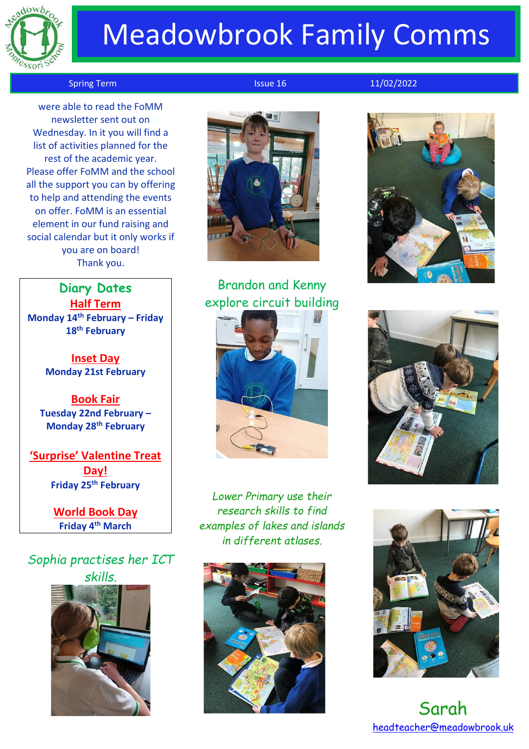# Meadowbrook Family Comms

Spring Term | Issue 16 | 11/02/2022

were able to read the FoMM newsletter sent out on Wednesday. In it you will find a list of activities planned for the rest of the academic year. Please offer FoMM and the school all the support you can by offering to help and attending the events on offer. FoMM is an essential element in our fund raising and social calendar but it only works if you are on board!
Thank you.

## Diary Dates

**Half Term**
**Monday 14th February – Friday 18th February**

**Inset Day**
**Monday 21st February**

**Book Fair**
**Tuesday 22nd February – Monday 28th February**

**'Surprise' Valentine Treat Day!**
**Friday 25th February**

**World Book Day**
**Friday 4th March**

*Sophia practises her ICT skills.*

Brandon and Kenny explore circuit building

*Lower Primary use their research skills to find examples of lakes and islands in different atlases.*

Sarah
headteacher@meadowbrook.uk